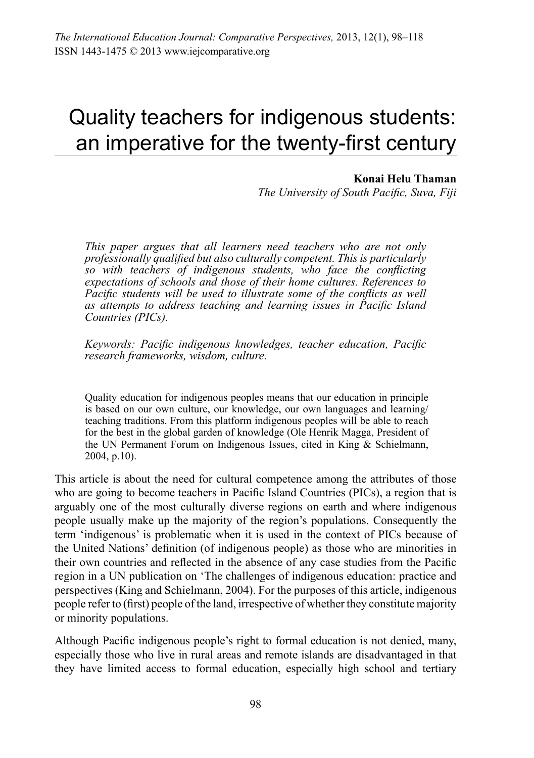# Quality teachers for indigenous students: an imperative for the twenty-first century

**Konai Helu Thaman**
*The University of South Pacific, Suva, Fiji*

*This paper argues that all learners need teachers who are not only professionally qualified but also culturally competent. This is particularly so with teachers of indigenous students, who face the conflicting expectations of schools and those of their home cultures. References to Pacific students will be used to illustrate some of the conflicts as well as attempts to address teaching and learning issues in Pacific Island Countries (PICs).*

*Keywords: Pacific indigenous knowledges, teacher education, Pacific research frameworks, wisdom, culture.*

> Quality education for indigenous peoples means that our education in principle is based on our own culture, our knowledge, our own languages and learning/teaching traditions. From this platform indigenous peoples will be able to reach for the best in the global garden of knowledge (Ole Henrik Magga, President of the UN Permanent Forum on Indigenous Issues, cited in King & Schielmann, 2004, p.10).

This article is about the need for cultural competence among the attributes of those who are going to become teachers in Pacific Island Countries (PICs), a region that is arguably one of the most culturally diverse regions on earth and where indigenous people usually make up the majority of the region's populations. Consequently the term 'indigenous' is problematic when it is used in the context of PICs because of the United Nations' definition (of indigenous people) as those who are minorities in their own countries and reflected in the absence of any case studies from the Pacific region in a UN publication on 'The challenges of indigenous education: practice and perspectives (King and Schielmann, 2004). For the purposes of this article, indigenous people refer to (first) people of the land, irrespective of whether they constitute majority or minority populations.

Although Pacific indigenous people's right to formal education is not denied, many, especially those who live in rural areas and remote islands are disadvantaged in that they have limited access to formal education, especially high school and tertiary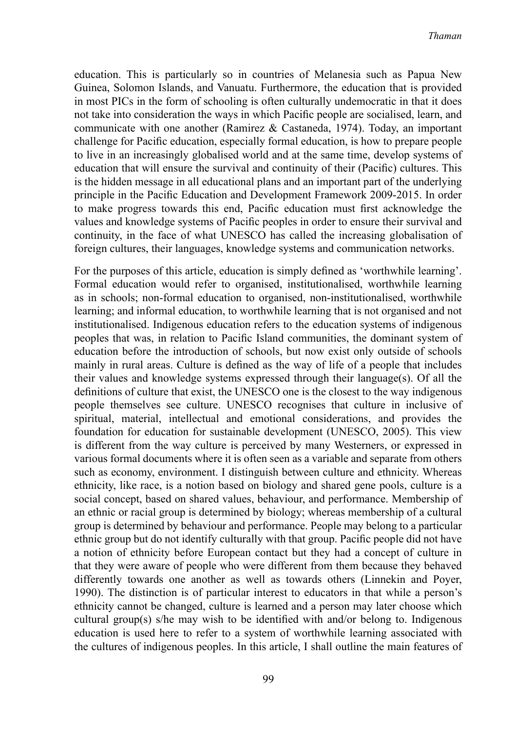education. This is particularly so in countries of Melanesia such as Papua New Guinea, Solomon Islands, and Vanuatu. Furthermore, the education that is provided in most PICs in the form of schooling is often culturally undemocratic in that it does not take into consideration the ways in which Pacific people are socialised, learn, and communicate with one another (Ramirez & Castaneda, 1974). Today, an important challenge for Pacific education, especially formal education, is how to prepare people to live in an increasingly globalised world and at the same time, develop systems of education that will ensure the survival and continuity of their (Pacific) cultures. This is the hidden message in all educational plans and an important part of the underlying principle in the Pacific Education and Development Framework 2009-2015. In order to make progress towards this end, Pacific education must first acknowledge the values and knowledge systems of Pacific peoples in order to ensure their survival and continuity, in the face of what UNESCO has called the increasing globalisation of foreign cultures, their languages, knowledge systems and communication networks.

For the purposes of this article, education is simply defined as 'worthwhile learning'. Formal education would refer to organised, institutionalised, worthwhile learning as in schools; non-formal education to organised, non-institutionalised, worthwhile learning; and informal education, to worthwhile learning that is not organised and not institutionalised. Indigenous education refers to the education systems of indigenous peoples that was, in relation to Pacific Island communities, the dominant system of education before the introduction of schools, but now exist only outside of schools mainly in rural areas. Culture is defined as the way of life of a people that includes their values and knowledge systems expressed through their language(s). Of all the definitions of culture that exist, the UNESCO one is the closest to the way indigenous people themselves see culture. UNESCO recognises that culture in inclusive of spiritual, material, intellectual and emotional considerations, and provides the foundation for education for sustainable development (UNESCO, 2005). This view is different from the way culture is perceived by many Westerners, or expressed in various formal documents where it is often seen as a variable and separate from others such as economy, environment. I distinguish between culture and ethnicity. Whereas ethnicity, like race, is a notion based on biology and shared gene pools, culture is a social concept, based on shared values, behaviour, and performance. Membership of an ethnic or racial group is determined by biology; whereas membership of a cultural group is determined by behaviour and performance. People may belong to a particular ethnic group but do not identify culturally with that group. Pacific people did not have a notion of ethnicity before European contact but they had a concept of culture in that they were aware of people who were different from them because they behaved differently towards one another as well as towards others (Linnekin and Poyer, 1990). The distinction is of particular interest to educators in that while a person's ethnicity cannot be changed, culture is learned and a person may later choose which cultural group(s) s/he may wish to be identified with and/or belong to. Indigenous education is used here to refer to a system of worthwhile learning associated with the cultures of indigenous peoples. In this article, I shall outline the main features of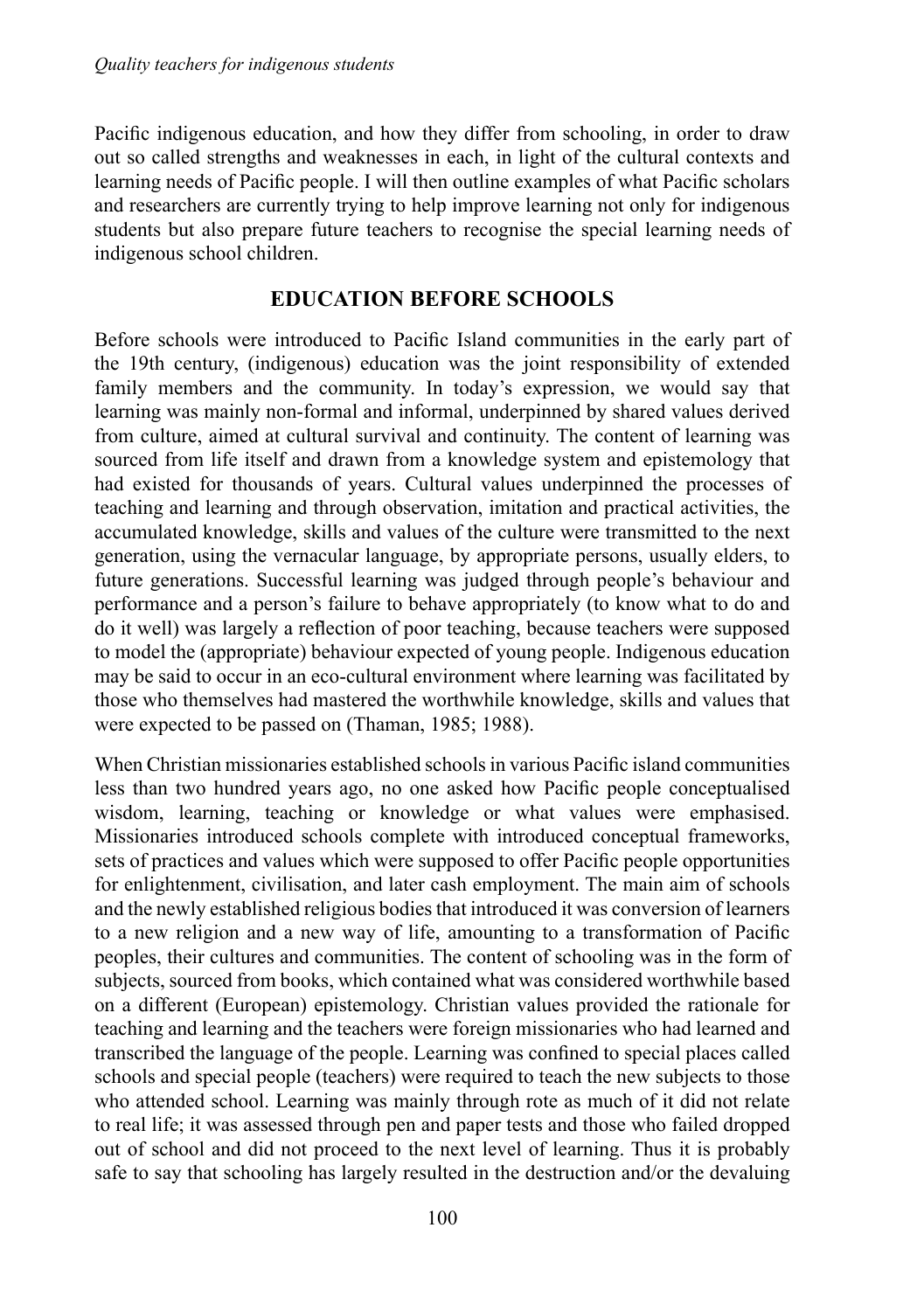Pacific indigenous education, and how they differ from schooling, in order to draw out so called strengths and weaknesses in each, in light of the cultural contexts and learning needs of Pacific people. I will then outline examples of what Pacific scholars and researchers are currently trying to help improve learning not only for indigenous students but also prepare future teachers to recognise the special learning needs of indigenous school children.

## EDUCATION BEFORE SCHOOLS

Before schools were introduced to Pacific Island communities in the early part of the 19th century, (indigenous) education was the joint responsibility of extended family members and the community. In today's expression, we would say that learning was mainly non-formal and informal, underpinned by shared values derived from culture, aimed at cultural survival and continuity. The content of learning was sourced from life itself and drawn from a knowledge system and epistemology that had existed for thousands of years. Cultural values underpinned the processes of teaching and learning and through observation, imitation and practical activities, the accumulated knowledge, skills and values of the culture were transmitted to the next generation, using the vernacular language, by appropriate persons, usually elders, to future generations. Successful learning was judged through people's behaviour and performance and a person's failure to behave appropriately (to know what to do and do it well) was largely a reflection of poor teaching, because teachers were supposed to model the (appropriate) behaviour expected of young people. Indigenous education may be said to occur in an eco-cultural environment where learning was facilitated by those who themselves had mastered the worthwhile knowledge, skills and values that were expected to be passed on (Thaman, 1985; 1988).

When Christian missionaries established schools in various Pacific island communities less than two hundred years ago, no one asked how Pacific people conceptualised wisdom, learning, teaching or knowledge or what values were emphasised. Missionaries introduced schools complete with introduced conceptual frameworks, sets of practices and values which were supposed to offer Pacific people opportunities for enlightenment, civilisation, and later cash employment. The main aim of schools and the newly established religious bodies that introduced it was conversion of learners to a new religion and a new way of life, amounting to a transformation of Pacific peoples, their cultures and communities. The content of schooling was in the form of subjects, sourced from books, which contained what was considered worthwhile based on a different (European) epistemology. Christian values provided the rationale for teaching and learning and the teachers were foreign missionaries who had learned and transcribed the language of the people. Learning was confined to special places called schools and special people (teachers) were required to teach the new subjects to those who attended school. Learning was mainly through rote as much of it did not relate to real life; it was assessed through pen and paper tests and those who failed dropped out of school and did not proceed to the next level of learning. Thus it is probably safe to say that schooling has largely resulted in the destruction and/or the devaluing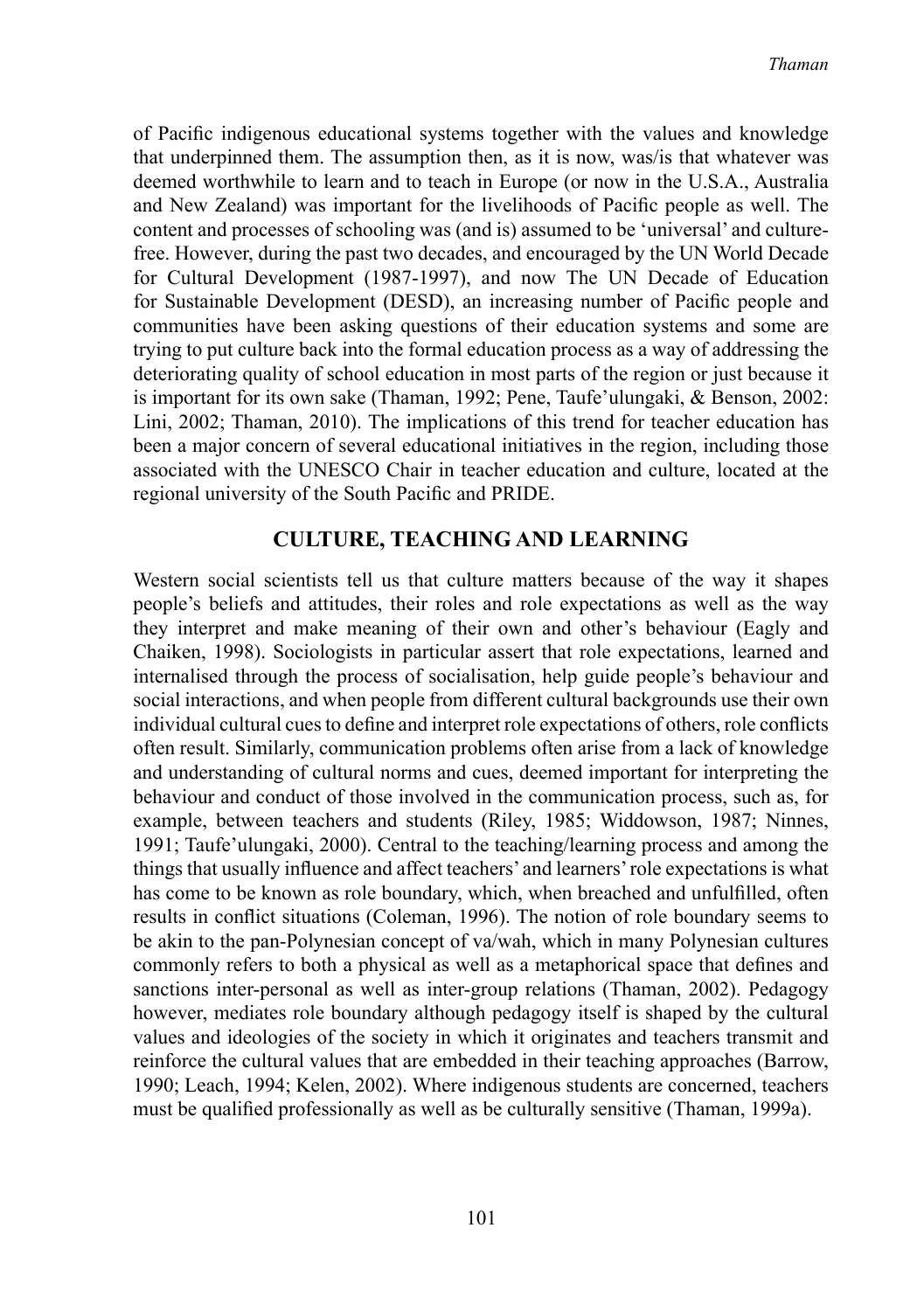of Pacific indigenous educational systems together with the values and knowledge that underpinned them. The assumption then, as it is now, was/is that whatever was deemed worthwhile to learn and to teach in Europe (or now in the U.S.A., Australia and New Zealand) was important for the livelihoods of Pacific people as well. The content and processes of schooling was (and is) assumed to be 'universal' and culture-free. However, during the past two decades, and encouraged by the UN World Decade for Cultural Development (1987-1997), and now The UN Decade of Education for Sustainable Development (DESD), an increasing number of Pacific people and communities have been asking questions of their education systems and some are trying to put culture back into the formal education process as a way of addressing the deteriorating quality of school education in most parts of the region or just because it is important for its own sake (Thaman, 1992; Pene, Taufe'ulungaki, & Benson, 2002: Lini, 2002; Thaman, 2010). The implications of this trend for teacher education has been a major concern of several educational initiatives in the region, including those associated with the UNESCO Chair in teacher education and culture, located at the regional university of the South Pacific and PRIDE.

## CULTURE, TEACHING AND LEARNING

Western social scientists tell us that culture matters because of the way it shapes people's beliefs and attitudes, their roles and role expectations as well as the way they interpret and make meaning of their own and other's behaviour (Eagly and Chaiken, 1998). Sociologists in particular assert that role expectations, learned and internalised through the process of socialisation, help guide people's behaviour and social interactions, and when people from different cultural backgrounds use their own individual cultural cues to define and interpret role expectations of others, role conflicts often result. Similarly, communication problems often arise from a lack of knowledge and understanding of cultural norms and cues, deemed important for interpreting the behaviour and conduct of those involved in the communication process, such as, for example, between teachers and students (Riley, 1985; Widdowson, 1987; Ninnes, 1991; Taufe'ulungaki, 2000). Central to the teaching/learning process and among the things that usually influence and affect teachers' and learners' role expectations is what has come to be known as role boundary, which, when breached and unfulfilled, often results in conflict situations (Coleman, 1996). The notion of role boundary seems to be akin to the pan-Polynesian concept of va/wah, which in many Polynesian cultures commonly refers to both a physical as well as a metaphorical space that defines and sanctions inter-personal as well as inter-group relations (Thaman, 2002). Pedagogy however, mediates role boundary although pedagogy itself is shaped by the cultural values and ideologies of the society in which it originates and teachers transmit and reinforce the cultural values that are embedded in their teaching approaches (Barrow, 1990; Leach, 1994; Kelen, 2002). Where indigenous students are concerned, teachers must be qualified professionally as well as be culturally sensitive (Thaman, 1999a).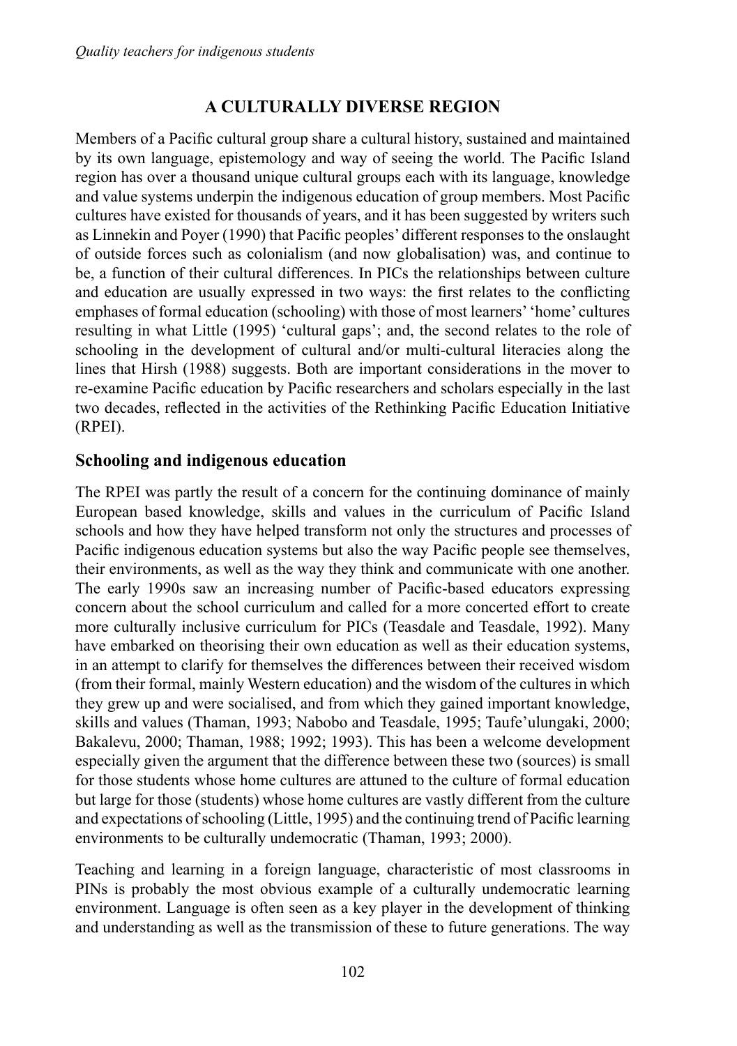## A CULTURALLY DIVERSE REGION

Members of a Pacific cultural group share a cultural history, sustained and maintained by its own language, epistemology and way of seeing the world. The Pacific Island region has over a thousand unique cultural groups each with its language, knowledge and value systems underpin the indigenous education of group members. Most Pacific cultures have existed for thousands of years, and it has been suggested by writers such as Linnekin and Poyer (1990) that Pacific peoples' different responses to the onslaught of outside forces such as colonialism (and now globalisation) was, and continue to be, a function of their cultural differences. In PICs the relationships between culture and education are usually expressed in two ways: the first relates to the conflicting emphases of formal education (schooling) with those of most learners' 'home' cultures resulting in what Little (1995) 'cultural gaps'; and, the second relates to the role of schooling in the development of cultural and/or multi-cultural literacies along the lines that Hirsh (1988) suggests. Both are important considerations in the mover to re-examine Pacific education by Pacific researchers and scholars especially in the last two decades, reflected in the activities of the Rethinking Pacific Education Initiative (RPEI).

### Schooling and indigenous education

The RPEI was partly the result of a concern for the continuing dominance of mainly European based knowledge, skills and values in the curriculum of Pacific Island schools and how they have helped transform not only the structures and processes of Pacific indigenous education systems but also the way Pacific people see themselves, their environments, as well as the way they think and communicate with one another. The early 1990s saw an increasing number of Pacific-based educators expressing concern about the school curriculum and called for a more concerted effort to create more culturally inclusive curriculum for PICs (Teasdale and Teasdale, 1992). Many have embarked on theorising their own education as well as their education systems, in an attempt to clarify for themselves the differences between their received wisdom (from their formal, mainly Western education) and the wisdom of the cultures in which they grew up and were socialised, and from which they gained important knowledge, skills and values (Thaman, 1993; Nabobo and Teasdale, 1995; Taufe'ulungaki, 2000; Bakalevu, 2000; Thaman, 1988; 1992; 1993). This has been a welcome development especially given the argument that the difference between these two (sources) is small for those students whose home cultures are attuned to the culture of formal education but large for those (students) whose home cultures are vastly different from the culture and expectations of schooling (Little, 1995) and the continuing trend of Pacific learning environments to be culturally undemocratic (Thaman, 1993; 2000).

Teaching and learning in a foreign language, characteristic of most classrooms in PINs is probably the most obvious example of a culturally undemocratic learning environment. Language is often seen as a key player in the development of thinking and understanding as well as the transmission of these to future generations. The way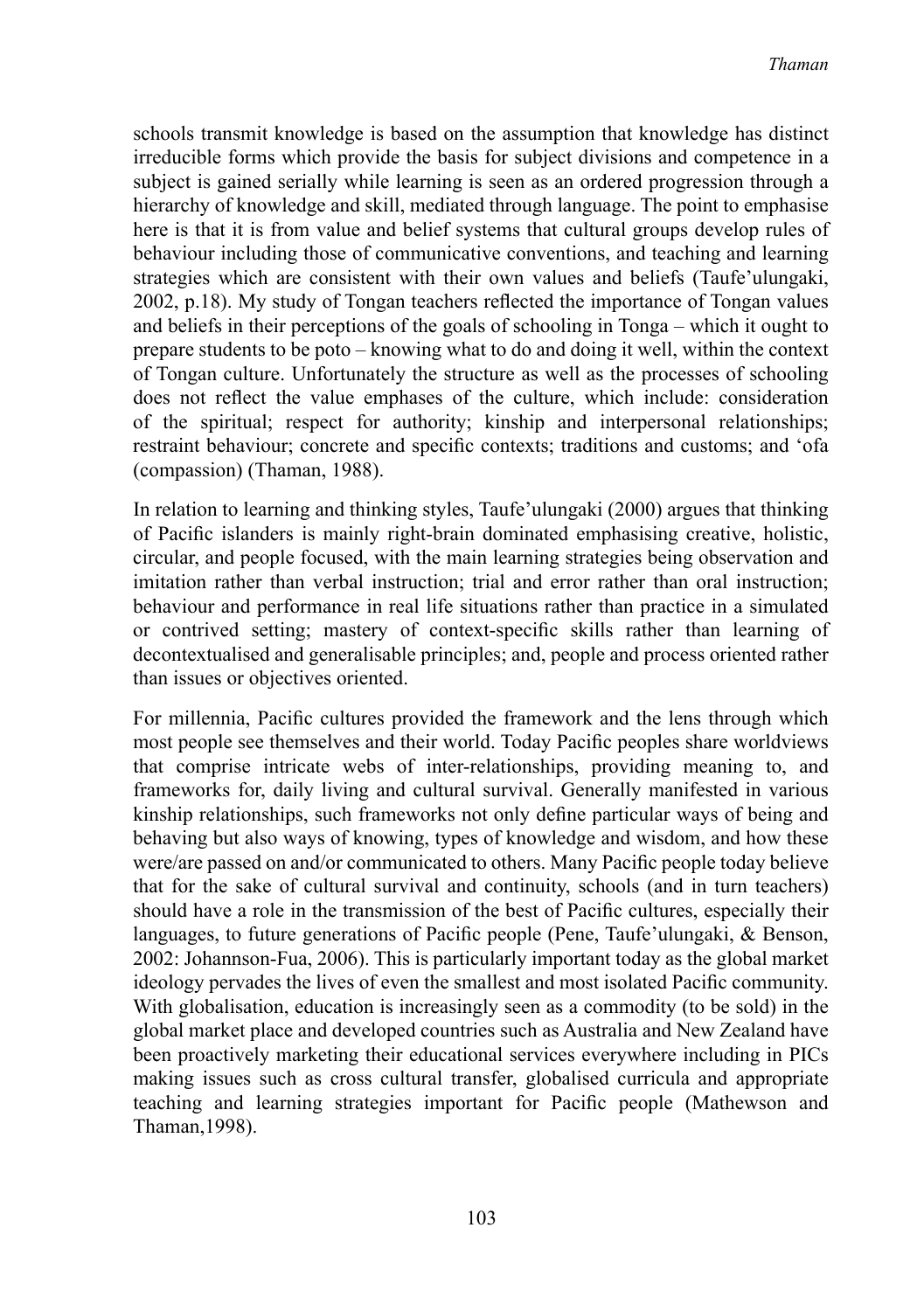schools transmit knowledge is based on the assumption that knowledge has distinct irreducible forms which provide the basis for subject divisions and competence in a subject is gained serially while learning is seen as an ordered progression through a hierarchy of knowledge and skill, mediated through language. The point to emphasise here is that it is from value and belief systems that cultural groups develop rules of behaviour including those of communicative conventions, and teaching and learning strategies which are consistent with their own values and beliefs (Taufe'ulungaki, 2002, p.18). My study of Tongan teachers reflected the importance of Tongan values and beliefs in their perceptions of the goals of schooling in Tonga – which it ought to prepare students to be poto – knowing what to do and doing it well, within the context of Tongan culture. Unfortunately the structure as well as the processes of schooling does not reflect the value emphases of the culture, which include: consideration of the spiritual; respect for authority; kinship and interpersonal relationships; restraint behaviour; concrete and specific contexts; traditions and customs; and 'ofa (compassion) (Thaman, 1988).

In relation to learning and thinking styles, Taufe'ulungaki (2000) argues that thinking of Pacific islanders is mainly right-brain dominated emphasising creative, holistic, circular, and people focused, with the main learning strategies being observation and imitation rather than verbal instruction; trial and error rather than oral instruction; behaviour and performance in real life situations rather than practice in a simulated or contrived setting; mastery of context-specific skills rather than learning of decontextualised and generalisable principles; and, people and process oriented rather than issues or objectives oriented.

For millennia, Pacific cultures provided the framework and the lens through which most people see themselves and their world. Today Pacific peoples share worldviews that comprise intricate webs of inter-relationships, providing meaning to, and frameworks for, daily living and cultural survival. Generally manifested in various kinship relationships, such frameworks not only define particular ways of being and behaving but also ways of knowing, types of knowledge and wisdom, and how these were/are passed on and/or communicated to others. Many Pacific people today believe that for the sake of cultural survival and continuity, schools (and in turn teachers) should have a role in the transmission of the best of Pacific cultures, especially their languages, to future generations of Pacific people (Pene, Taufe'ulungaki, & Benson, 2002: Johannson-Fua, 2006). This is particularly important today as the global market ideology pervades the lives of even the smallest and most isolated Pacific community. With globalisation, education is increasingly seen as a commodity (to be sold) in the global market place and developed countries such as Australia and New Zealand have been proactively marketing their educational services everywhere including in PICs making issues such as cross cultural transfer, globalised curricula and appropriate teaching and learning strategies important for Pacific people (Mathewson and Thaman,1998).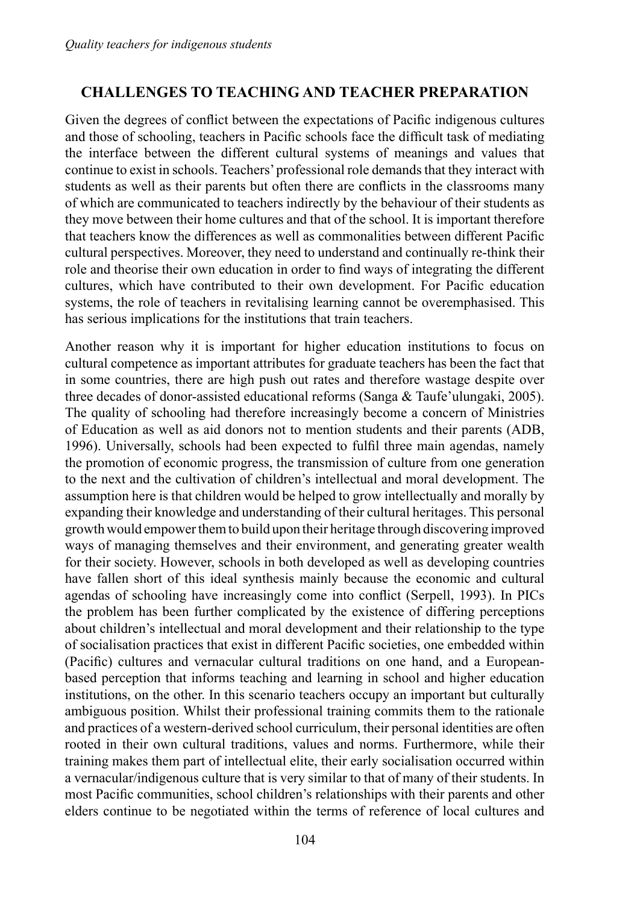## CHALLENGES TO TEACHING AND TEACHER PREPARATION

Given the degrees of conflict between the expectations of Pacific indigenous cultures and those of schooling, teachers in Pacific schools face the difficult task of mediating the interface between the different cultural systems of meanings and values that continue to exist in schools. Teachers' professional role demands that they interact with students as well as their parents but often there are conflicts in the classrooms many of which are communicated to teachers indirectly by the behaviour of their students as they move between their home cultures and that of the school. It is important therefore that teachers know the differences as well as commonalities between different Pacific cultural perspectives. Moreover, they need to understand and continually re-think their role and theorise their own education in order to find ways of integrating the different cultures, which have contributed to their own development. For Pacific education systems, the role of teachers in revitalising learning cannot be overemphasised. This has serious implications for the institutions that train teachers.

Another reason why it is important for higher education institutions to focus on cultural competence as important attributes for graduate teachers has been the fact that in some countries, there are high push out rates and therefore wastage despite over three decades of donor-assisted educational reforms (Sanga & Taufe'ulungaki, 2005). The quality of schooling had therefore increasingly become a concern of Ministries of Education as well as aid donors not to mention students and their parents (ADB, 1996). Universally, schools had been expected to fulfil three main agendas, namely the promotion of economic progress, the transmission of culture from one generation to the next and the cultivation of children's intellectual and moral development. The assumption here is that children would be helped to grow intellectually and morally by expanding their knowledge and understanding of their cultural heritages. This personal growth would empower them to build upon their heritage through discovering improved ways of managing themselves and their environment, and generating greater wealth for their society. However, schools in both developed as well as developing countries have fallen short of this ideal synthesis mainly because the economic and cultural agendas of schooling have increasingly come into conflict (Serpell, 1993). In PICs the problem has been further complicated by the existence of differing perceptions about children's intellectual and moral development and their relationship to the type of socialisation practices that exist in different Pacific societies, one embedded within (Pacific) cultures and vernacular cultural traditions on one hand, and a European-based perception that informs teaching and learning in school and higher education institutions, on the other. In this scenario teachers occupy an important but culturally ambiguous position. Whilst their professional training commits them to the rationale and practices of a western-derived school curriculum, their personal identities are often rooted in their own cultural traditions, values and norms. Furthermore, while their training makes them part of intellectual elite, their early socialisation occurred within a vernacular/indigenous culture that is very similar to that of many of their students. In most Pacific communities, school children's relationships with their parents and other elders continue to be negotiated within the terms of reference of local cultures and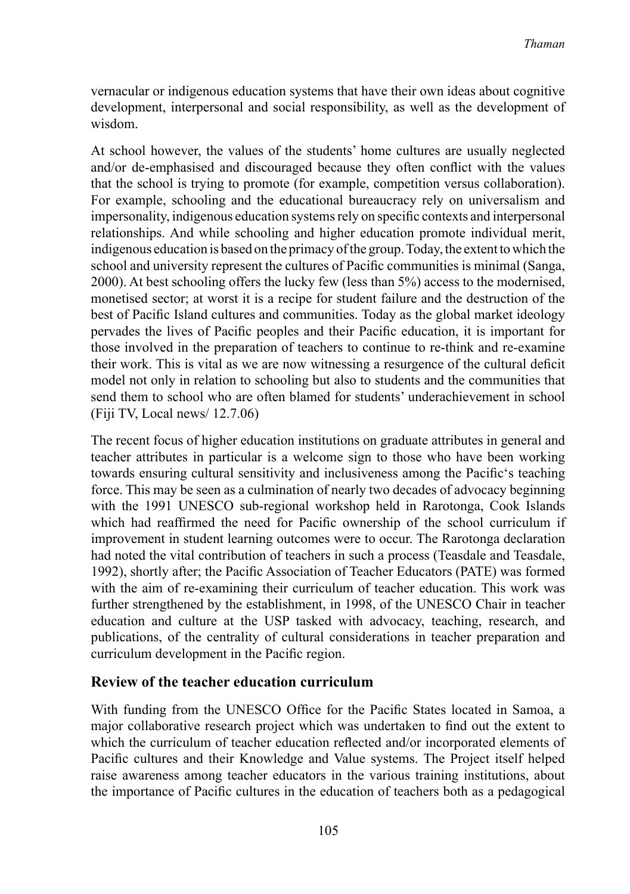vernacular or indigenous education systems that have their own ideas about cognitive development, interpersonal and social responsibility, as well as the development of wisdom.

At school however, the values of the students' home cultures are usually neglected and/or de-emphasised and discouraged because they often conflict with the values that the school is trying to promote (for example, competition versus collaboration). For example, schooling and the educational bureaucracy rely on universalism and impersonality, indigenous education systems rely on specific contexts and interpersonal relationships. And while schooling and higher education promote individual merit, indigenous education is based on the primacy of the group. Today, the extent to which the school and university represent the cultures of Pacific communities is minimal (Sanga, 2000). At best schooling offers the lucky few (less than 5%) access to the modernised, monetised sector; at worst it is a recipe for student failure and the destruction of the best of Pacific Island cultures and communities. Today as the global market ideology pervades the lives of Pacific peoples and their Pacific education, it is important for those involved in the preparation of teachers to continue to re-think and re-examine their work. This is vital as we are now witnessing a resurgence of the cultural deficit model not only in relation to schooling but also to students and the communities that send them to school who are often blamed for students' underachievement in school (Fiji TV, Local news/ 12.7.06)

The recent focus of higher education institutions on graduate attributes in general and teacher attributes in particular is a welcome sign to those who have been working towards ensuring cultural sensitivity and inclusiveness among the Pacific's teaching force. This may be seen as a culmination of nearly two decades of advocacy beginning with the 1991 UNESCO sub-regional workshop held in Rarotonga, Cook Islands which had reaffirmed the need for Pacific ownership of the school curriculum if improvement in student learning outcomes were to occur. The Rarotonga declaration had noted the vital contribution of teachers in such a process (Teasdale and Teasdale, 1992), shortly after; the Pacific Association of Teacher Educators (PATE) was formed with the aim of re-examining their curriculum of teacher education. This work was further strengthened by the establishment, in 1998, of the UNESCO Chair in teacher education and culture at the USP tasked with advocacy, teaching, research, and publications, of the centrality of cultural considerations in teacher preparation and curriculum development in the Pacific region.

## Review of the teacher education curriculum

With funding from the UNESCO Office for the Pacific States located in Samoa, a major collaborative research project which was undertaken to find out the extent to which the curriculum of teacher education reflected and/or incorporated elements of Pacific cultures and their Knowledge and Value systems. The Project itself helped raise awareness among teacher educators in the various training institutions, about the importance of Pacific cultures in the education of teachers both as a pedagogical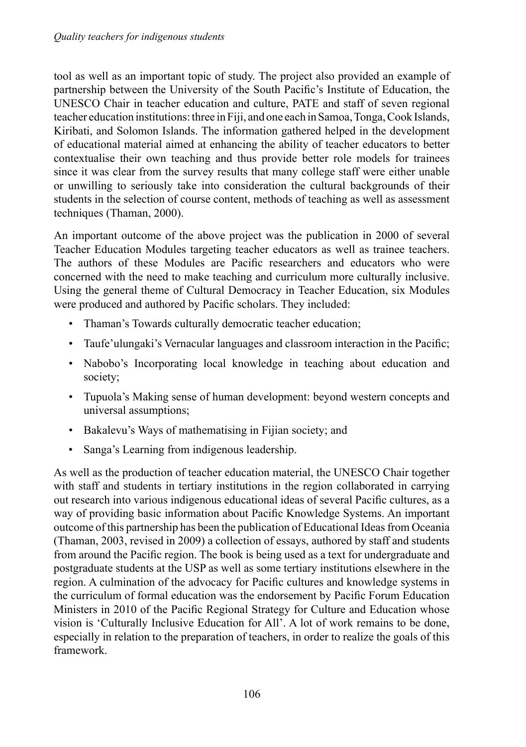tool as well as an important topic of study. The project also provided an example of partnership between the University of the South Pacific's Institute of Education, the UNESCO Chair in teacher education and culture, PATE and staff of seven regional teacher education institutions: three in Fiji, and one each in Samoa, Tonga, Cook Islands, Kiribati, and Solomon Islands. The information gathered helped in the development of educational material aimed at enhancing the ability of teacher educators to better contextualise their own teaching and thus provide better role models for trainees since it was clear from the survey results that many college staff were either unable or unwilling to seriously take into consideration the cultural backgrounds of their students in the selection of course content, methods of teaching as well as assessment techniques (Thaman, 2000).

An important outcome of the above project was the publication in 2000 of several Teacher Education Modules targeting teacher educators as well as trainee teachers. The authors of these Modules are Pacific researchers and educators who were concerned with the need to make teaching and curriculum more culturally inclusive. Using the general theme of Cultural Democracy in Teacher Education, six Modules were produced and authored by Pacific scholars. They included:

- Thaman's Towards culturally democratic teacher education;
- Taufe'ulungaki's Vernacular languages and classroom interaction in the Pacific;
- Nabobo's Incorporating local knowledge in teaching about education and society;
- Tupuola's Making sense of human development: beyond western concepts and universal assumptions;
- Bakalevu's Ways of mathematising in Fijian society; and
- Sanga's Learning from indigenous leadership.

As well as the production of teacher education material, the UNESCO Chair together with staff and students in tertiary institutions in the region collaborated in carrying out research into various indigenous educational ideas of several Pacific cultures, as a way of providing basic information about Pacific Knowledge Systems. An important outcome of this partnership has been the publication of Educational Ideas from Oceania (Thaman, 2003, revised in 2009) a collection of essays, authored by staff and students from around the Pacific region. The book is being used as a text for undergraduate and postgraduate students at the USP as well as some tertiary institutions elsewhere in the region. A culmination of the advocacy for Pacific cultures and knowledge systems in the curriculum of formal education was the endorsement by Pacific Forum Education Ministers in 2010 of the Pacific Regional Strategy for Culture and Education whose vision is 'Culturally Inclusive Education for All'. A lot of work remains to be done, especially in relation to the preparation of teachers, in order to realize the goals of this framework.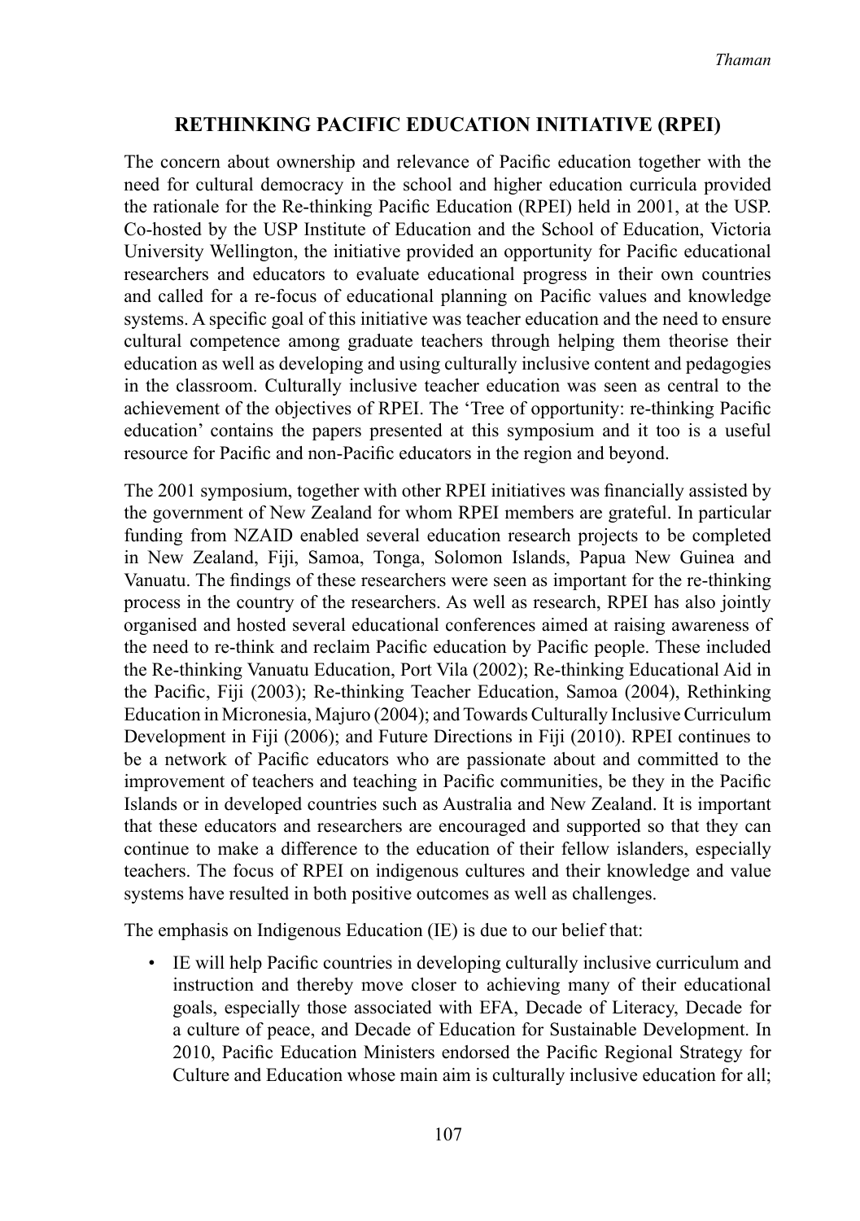## RETHINKING PACIFIC EDUCATION INITIATIVE (RPEI)

The concern about ownership and relevance of Pacific education together with the need for cultural democracy in the school and higher education curricula provided the rationale for the Re-thinking Pacific Education (RPEI) held in 2001, at the USP. Co-hosted by the USP Institute of Education and the School of Education, Victoria University Wellington, the initiative provided an opportunity for Pacific educational researchers and educators to evaluate educational progress in their own countries and called for a re-focus of educational planning on Pacific values and knowledge systems. A specific goal of this initiative was teacher education and the need to ensure cultural competence among graduate teachers through helping them theorise their education as well as developing and using culturally inclusive content and pedagogies in the classroom. Culturally inclusive teacher education was seen as central to the achievement of the objectives of RPEI. The 'Tree of opportunity: re-thinking Pacific education' contains the papers presented at this symposium and it too is a useful resource for Pacific and non-Pacific educators in the region and beyond.

The 2001 symposium, together with other RPEI initiatives was financially assisted by the government of New Zealand for whom RPEI members are grateful. In particular funding from NZAID enabled several education research projects to be completed in New Zealand, Fiji, Samoa, Tonga, Solomon Islands, Papua New Guinea and Vanuatu. The findings of these researchers were seen as important for the re-thinking process in the country of the researchers. As well as research, RPEI has also jointly organised and hosted several educational conferences aimed at raising awareness of the need to re-think and reclaim Pacific education by Pacific people. These included the Re-thinking Vanuatu Education, Port Vila (2002); Re-thinking Educational Aid in the Pacific, Fiji (2003); Re-thinking Teacher Education, Samoa (2004), Rethinking Education in Micronesia, Majuro (2004); and Towards Culturally Inclusive Curriculum Development in Fiji (2006); and Future Directions in Fiji (2010). RPEI continues to be a network of Pacific educators who are passionate about and committed to the improvement of teachers and teaching in Pacific communities, be they in the Pacific Islands or in developed countries such as Australia and New Zealand. It is important that these educators and researchers are encouraged and supported so that they can continue to make a difference to the education of their fellow islanders, especially teachers. The focus of RPEI on indigenous cultures and their knowledge and value systems have resulted in both positive outcomes as well as challenges.

The emphasis on Indigenous Education (IE) is due to our belief that:

- IE will help Pacific countries in developing culturally inclusive curriculum and instruction and thereby move closer to achieving many of their educational goals, especially those associated with EFA, Decade of Literacy, Decade for a culture of peace, and Decade of Education for Sustainable Development. In 2010, Pacific Education Ministers endorsed the Pacific Regional Strategy for Culture and Education whose main aim is culturally inclusive education for all;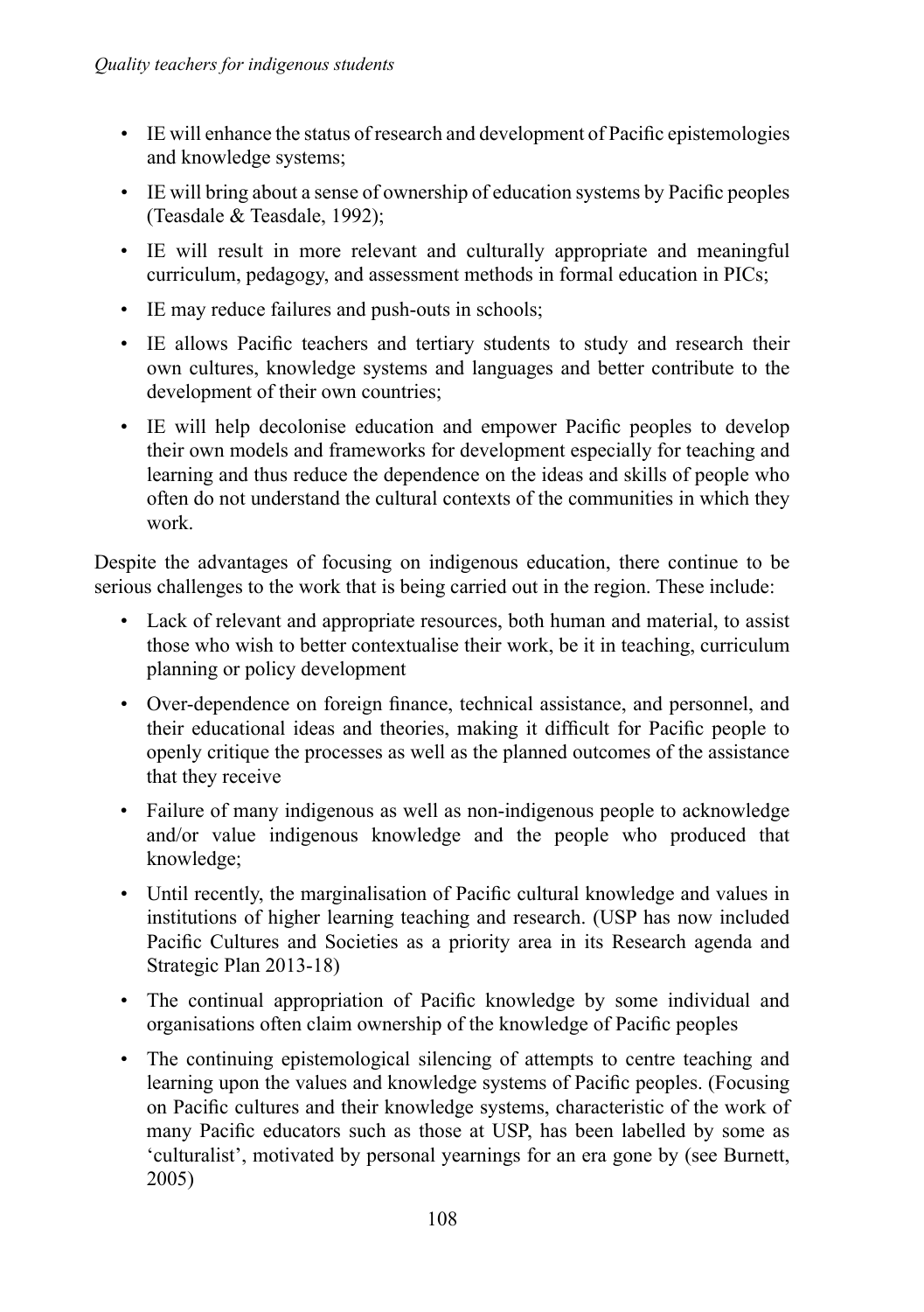- IE will enhance the status of research and development of Pacific epistemologies and knowledge systems;
- IE will bring about a sense of ownership of education systems by Pacific peoples (Teasdale & Teasdale, 1992);
- IE will result in more relevant and culturally appropriate and meaningful curriculum, pedagogy, and assessment methods in formal education in PICs;
- IE may reduce failures and push-outs in schools;
- IE allows Pacific teachers and tertiary students to study and research their own cultures, knowledge systems and languages and better contribute to the development of their own countries;
- IE will help decolonise education and empower Pacific peoples to develop their own models and frameworks for development especially for teaching and learning and thus reduce the dependence on the ideas and skills of people who often do not understand the cultural contexts of the communities in which they work.

Despite the advantages of focusing on indigenous education, there continue to be serious challenges to the work that is being carried out in the region. These include:

- Lack of relevant and appropriate resources, both human and material, to assist those who wish to better contextualise their work, be it in teaching, curriculum planning or policy development
- Over-dependence on foreign finance, technical assistance, and personnel, and their educational ideas and theories, making it difficult for Pacific people to openly critique the processes as well as the planned outcomes of the assistance that they receive
- Failure of many indigenous as well as non-indigenous people to acknowledge and/or value indigenous knowledge and the people who produced that knowledge;
- Until recently, the marginalisation of Pacific cultural knowledge and values in institutions of higher learning teaching and research. (USP has now included Pacific Cultures and Societies as a priority area in its Research agenda and Strategic Plan 2013-18)
- The continual appropriation of Pacific knowledge by some individual and organisations often claim ownership of the knowledge of Pacific peoples
- The continuing epistemological silencing of attempts to centre teaching and learning upon the values and knowledge systems of Pacific peoples. (Focusing on Pacific cultures and their knowledge systems, characteristic of the work of many Pacific educators such as those at USP, has been labelled by some as 'culturalist', motivated by personal yearnings for an era gone by (see Burnett, 2005)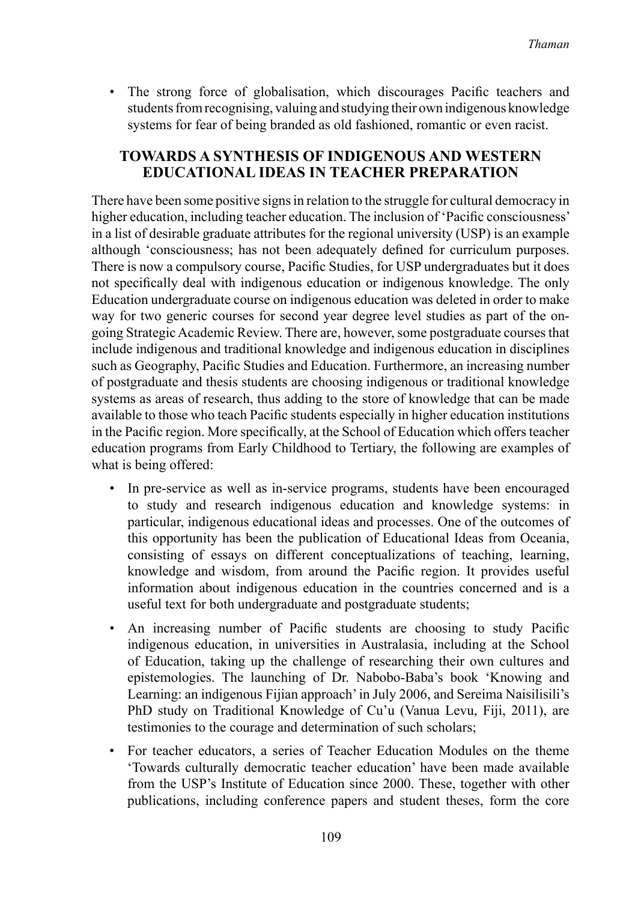- The strong force of globalisation, which discourages Pacific teachers and students from recognising, valuing and studying their own indigenous knowledge systems for fear of being branded as old fashioned, romantic or even racist.

## TOWARDS A SYNTHESIS OF INDIGENOUS AND WESTERN EDUCATIONAL IDEAS IN TEACHER PREPARATION

There have been some positive signs in relation to the struggle for cultural democracy in higher education, including teacher education. The inclusion of 'Pacific consciousness' in a list of desirable graduate attributes for the regional university (USP) is an example although 'consciousness; has not been adequately defined for curriculum purposes. There is now a compulsory course, Pacific Studies, for USP undergraduates but it does not specifically deal with indigenous education or indigenous knowledge. The only Education undergraduate course on indigenous education was deleted in order to make way for two generic courses for second year degree level studies as part of the on-going Strategic Academic Review. There are, however, some postgraduate courses that include indigenous and traditional knowledge and indigenous education in disciplines such as Geography, Pacific Studies and Education. Furthermore, an increasing number of postgraduate and thesis students are choosing indigenous or traditional knowledge systems as areas of research, thus adding to the store of knowledge that can be made available to those who teach Pacific students especially in higher education institutions in the Pacific region. More specifically, at the School of Education which offers teacher education programs from Early Childhood to Tertiary, the following are examples of what is being offered:

- In pre-service as well as in-service programs, students have been encouraged to study and research indigenous education and knowledge systems: in particular, indigenous educational ideas and processes. One of the outcomes of this opportunity has been the publication of Educational Ideas from Oceania, consisting of essays on different conceptualizations of teaching, learning, knowledge and wisdom, from around the Pacific region. It provides useful information about indigenous education in the countries concerned and is a useful text for both undergraduate and postgraduate students;
- An increasing number of Pacific students are choosing to study Pacific indigenous education, in universities in Australasia, including at the School of Education, taking up the challenge of researching their own cultures and epistemologies. The launching of Dr. Nabobo-Baba's book 'Knowing and Learning: an indigenous Fijian approach' in July 2006, and Sereima Naisilisili's PhD study on Traditional Knowledge of Cu'u (Vanua Levu, Fiji, 2011), are testimonies to the courage and determination of such scholars;
- For teacher educators, a series of Teacher Education Modules on the theme 'Towards culturally democratic teacher education' have been made available from the USP's Institute of Education since 2000. These, together with other publications, including conference papers and student theses, form the core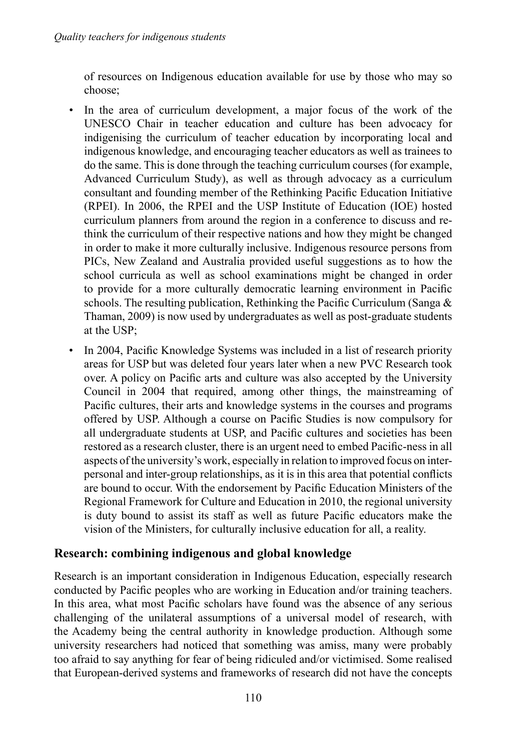of resources on Indigenous education available for use by those who may so choose;

- In the area of curriculum development, a major focus of the work of the UNESCO Chair in teacher education and culture has been advocacy for indigenising the curriculum of teacher education by incorporating local and indigenous knowledge, and encouraging teacher educators as well as trainees to do the same. This is done through the teaching curriculum courses (for example, Advanced Curriculum Study), as well as through advocacy as a curriculum consultant and founding member of the Rethinking Pacific Education Initiative (RPEI). In 2006, the RPEI and the USP Institute of Education (IOE) hosted curriculum planners from around the region in a conference to discuss and re-think the curriculum of their respective nations and how they might be changed in order to make it more culturally inclusive. Indigenous resource persons from PICs, New Zealand and Australia provided useful suggestions as to how the school curricula as well as school examinations might be changed in order to provide for a more culturally democratic learning environment in Pacific schools. The resulting publication, Rethinking the Pacific Curriculum (Sanga & Thaman, 2009) is now used by undergraduates as well as post-graduate students at the USP;
- In 2004, Pacific Knowledge Systems was included in a list of research priority areas for USP but was deleted four years later when a new PVC Research took over. A policy on Pacific arts and culture was also accepted by the University Council in 2004 that required, among other things, the mainstreaming of Pacific cultures, their arts and knowledge systems in the courses and programs offered by USP. Although a course on Pacific Studies is now compulsory for all undergraduate students at USP, and Pacific cultures and societies has been restored as a research cluster, there is an urgent need to embed Pacific-ness in all aspects of the university's work, especially in relation to improved focus on inter-personal and inter-group relationships, as it is in this area that potential conflicts are bound to occur. With the endorsement by Pacific Education Ministers of the Regional Framework for Culture and Education in 2010, the regional university is duty bound to assist its staff as well as future Pacific educators make the vision of the Ministers, for culturally inclusive education for all, a reality.

## Research: combining indigenous and global knowledge

Research is an important consideration in Indigenous Education, especially research conducted by Pacific peoples who are working in Education and/or training teachers. In this area, what most Pacific scholars have found was the absence of any serious challenging of the unilateral assumptions of a universal model of research, with the Academy being the central authority in knowledge production. Although some university researchers had noticed that something was amiss, many were probably too afraid to say anything for fear of being ridiculed and/or victimised. Some realised that European-derived systems and frameworks of research did not have the concepts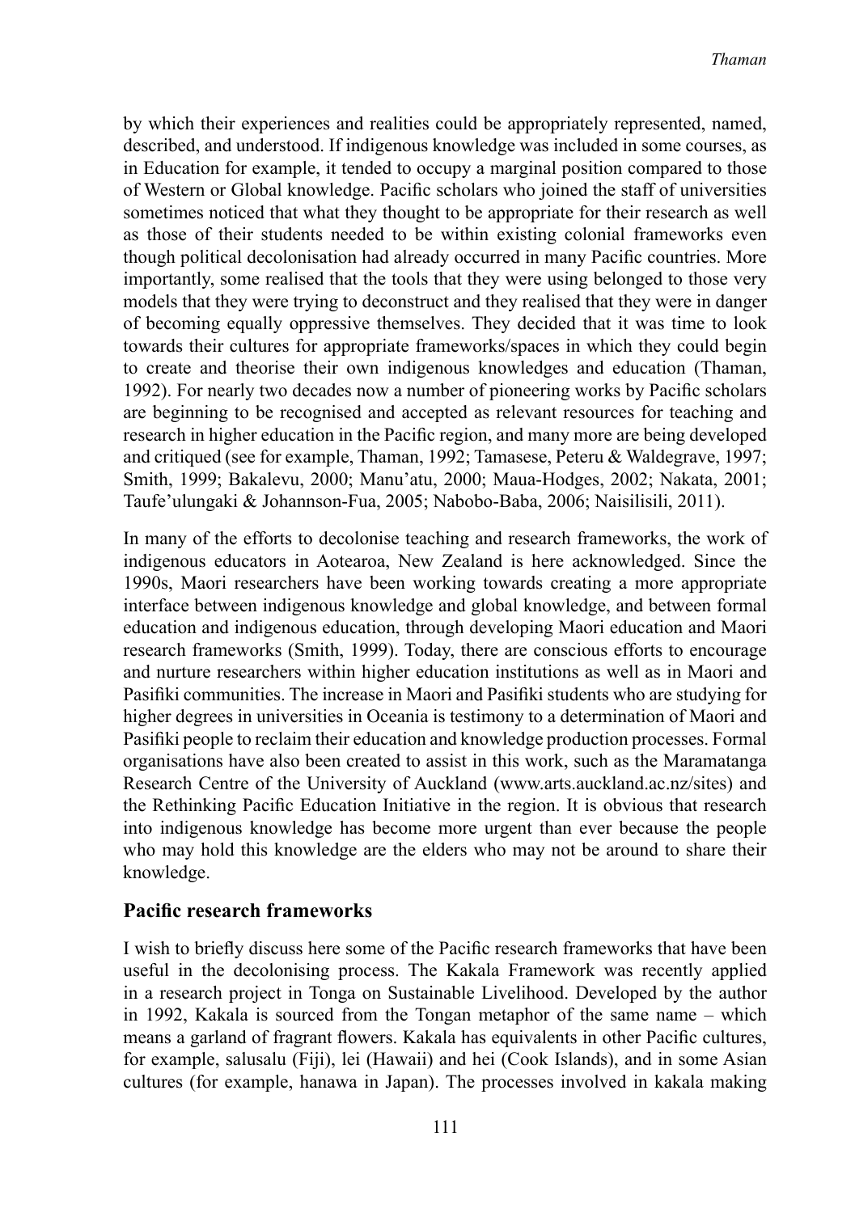by which their experiences and realities could be appropriately represented, named, described, and understood. If indigenous knowledge was included in some courses, as in Education for example, it tended to occupy a marginal position compared to those of Western or Global knowledge. Pacific scholars who joined the staff of universities sometimes noticed that what they thought to be appropriate for their research as well as those of their students needed to be within existing colonial frameworks even though political decolonisation had already occurred in many Pacific countries. More importantly, some realised that the tools that they were using belonged to those very models that they were trying to deconstruct and they realised that they were in danger of becoming equally oppressive themselves. They decided that it was time to look towards their cultures for appropriate frameworks/spaces in which they could begin to create and theorise their own indigenous knowledges and education (Thaman, 1992). For nearly two decades now a number of pioneering works by Pacific scholars are beginning to be recognised and accepted as relevant resources for teaching and research in higher education in the Pacific region, and many more are being developed and critiqued (see for example, Thaman, 1992; Tamasese, Peteru & Waldegrave, 1997; Smith, 1999; Bakalevu, 2000; Manu'atu, 2000; Maua-Hodges, 2002; Nakata, 2001; Taufe'ulungaki & Johannson-Fua, 2005; Nabobo-Baba, 2006; Naisilisili, 2011).

In many of the efforts to decolonise teaching and research frameworks, the work of indigenous educators in Aotearoa, New Zealand is here acknowledged. Since the 1990s, Maori researchers have been working towards creating a more appropriate interface between indigenous knowledge and global knowledge, and between formal education and indigenous education, through developing Maori education and Maori research frameworks (Smith, 1999). Today, there are conscious efforts to encourage and nurture researchers within higher education institutions as well as in Maori and Pasifiki communities. The increase in Maori and Pasifiki students who are studying for higher degrees in universities in Oceania is testimony to a determination of Maori and Pasifiki people to reclaim their education and knowledge production processes. Formal organisations have also been created to assist in this work, such as the Maramatanga Research Centre of the University of Auckland (www.arts.auckland.ac.nz/sites) and the Rethinking Pacific Education Initiative in the region. It is obvious that research into indigenous knowledge has become more urgent than ever because the people who may hold this knowledge are the elders who may not be around to share their knowledge.

## Pacific research frameworks

I wish to briefly discuss here some of the Pacific research frameworks that have been useful in the decolonising process. The Kakala Framework was recently applied in a research project in Tonga on Sustainable Livelihood. Developed by the author in 1992, Kakala is sourced from the Tongan metaphor of the same name – which means a garland of fragrant flowers. Kakala has equivalents in other Pacific cultures, for example, salusalu (Fiji), lei (Hawaii) and hei (Cook Islands), and in some Asian cultures (for example, hanawa in Japan). The processes involved in kakala making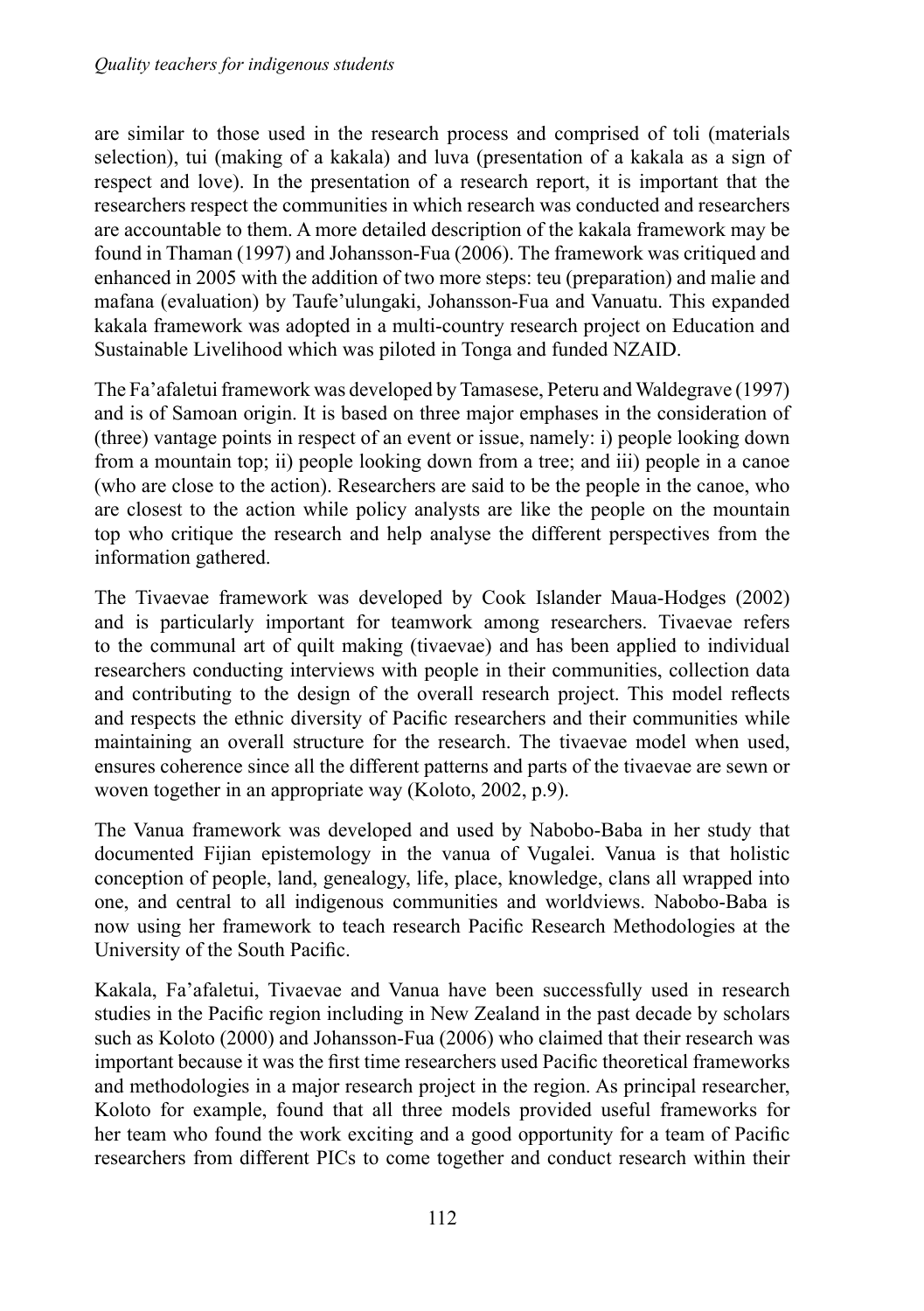are similar to those used in the research process and comprised of toli (materials selection), tui (making of a kakala) and luva (presentation of a kakala as a sign of respect and love). In the presentation of a research report, it is important that the researchers respect the communities in which research was conducted and researchers are accountable to them. A more detailed description of the kakala framework may be found in Thaman (1997) and Johansson-Fua (2006). The framework was critiqued and enhanced in 2005 with the addition of two more steps: teu (preparation) and malie and mafana (evaluation) by Taufe'ulungaki, Johansson-Fua and Vanuatu. This expanded kakala framework was adopted in a multi-country research project on Education and Sustainable Livelihood which was piloted in Tonga and funded NZAID.

The Fa'afaletui framework was developed by Tamasese, Peteru and Waldegrave (1997) and is of Samoan origin. It is based on three major emphases in the consideration of (three) vantage points in respect of an event or issue, namely: i) people looking down from a mountain top; ii) people looking down from a tree; and iii) people in a canoe (who are close to the action). Researchers are said to be the people in the canoe, who are closest to the action while policy analysts are like the people on the mountain top who critique the research and help analyse the different perspectives from the information gathered.

The Tivaevae framework was developed by Cook Islander Maua-Hodges (2002) and is particularly important for teamwork among researchers. Tivaevae refers to the communal art of quilt making (tivaevae) and has been applied to individual researchers conducting interviews with people in their communities, collection data and contributing to the design of the overall research project. This model reflects and respects the ethnic diversity of Pacific researchers and their communities while maintaining an overall structure for the research. The tivaevae model when used, ensures coherence since all the different patterns and parts of the tivaevae are sewn or woven together in an appropriate way (Koloto, 2002, p.9).

The Vanua framework was developed and used by Nabobo-Baba in her study that documented Fijian epistemology in the vanua of Vugalei. Vanua is that holistic conception of people, land, genealogy, life, place, knowledge, clans all wrapped into one, and central to all indigenous communities and worldviews. Nabobo-Baba is now using her framework to teach research Pacific Research Methodologies at the University of the South Pacific.

Kakala, Fa'afaletui, Tivaevae and Vanua have been successfully used in research studies in the Pacific region including in New Zealand in the past decade by scholars such as Koloto (2000) and Johansson-Fua (2006) who claimed that their research was important because it was the first time researchers used Pacific theoretical frameworks and methodologies in a major research project in the region. As principal researcher, Koloto for example, found that all three models provided useful frameworks for her team who found the work exciting and a good opportunity for a team of Pacific researchers from different PICs to come together and conduct research within their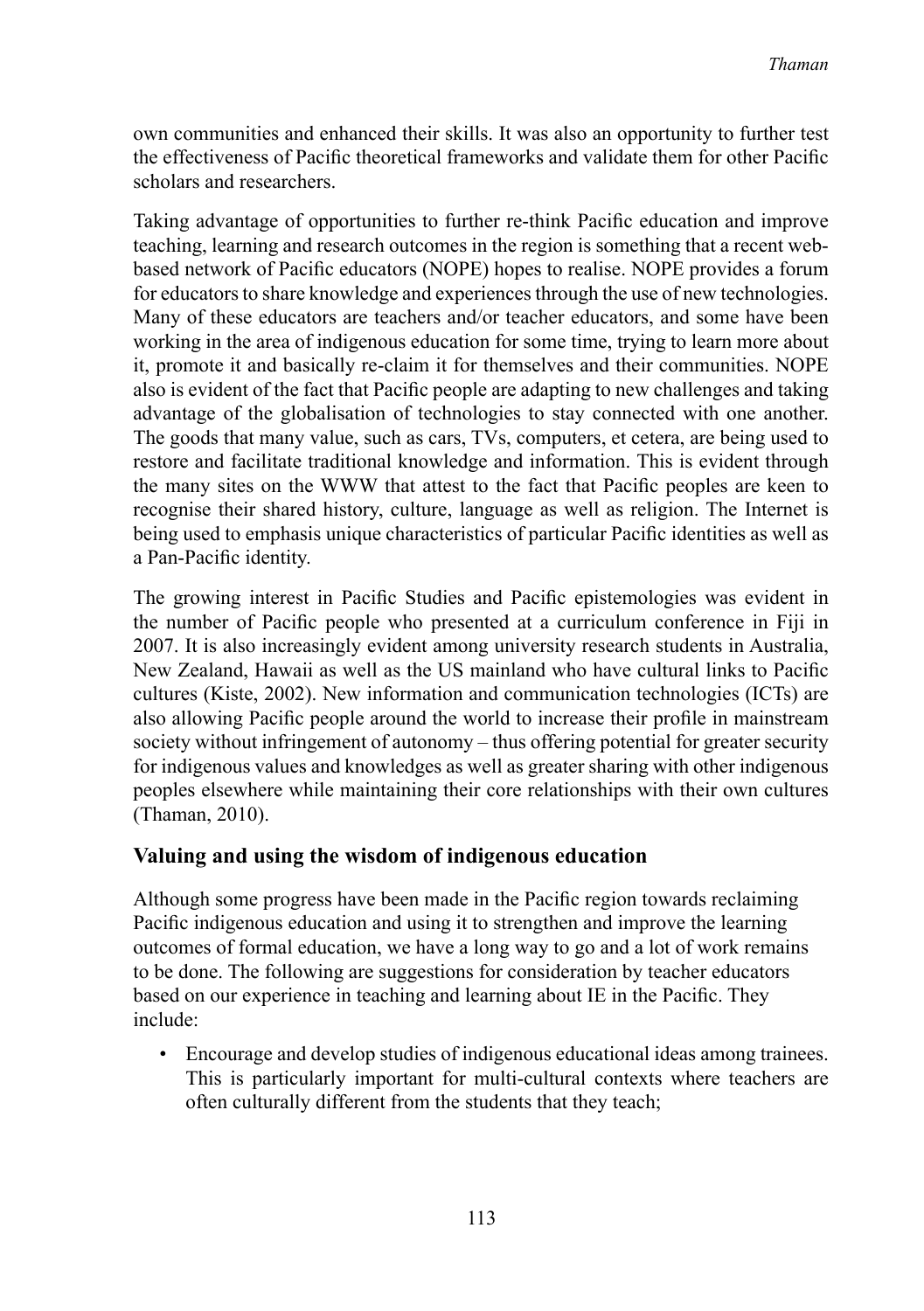own communities and enhanced their skills. It was also an opportunity to further test the effectiveness of Pacific theoretical frameworks and validate them for other Pacific scholars and researchers.

Taking advantage of opportunities to further re-think Pacific education and improve teaching, learning and research outcomes in the region is something that a recent web-based network of Pacific educators (NOPE) hopes to realise. NOPE provides a forum for educators to share knowledge and experiences through the use of new technologies. Many of these educators are teachers and/or teacher educators, and some have been working in the area of indigenous education for some time, trying to learn more about it, promote it and basically re-claim it for themselves and their communities. NOPE also is evident of the fact that Pacific people are adapting to new challenges and taking advantage of the globalisation of technologies to stay connected with one another. The goods that many value, such as cars, TVs, computers, et cetera, are being used to restore and facilitate traditional knowledge and information. This is evident through the many sites on the WWW that attest to the fact that Pacific peoples are keen to recognise their shared history, culture, language as well as religion. The Internet is being used to emphasis unique characteristics of particular Pacific identities as well as a Pan-Pacific identity.

The growing interest in Pacific Studies and Pacific epistemologies was evident in the number of Pacific people who presented at a curriculum conference in Fiji in 2007. It is also increasingly evident among university research students in Australia, New Zealand, Hawaii as well as the US mainland who have cultural links to Pacific cultures (Kiste, 2002). New information and communication technologies (ICTs) are also allowing Pacific people around the world to increase their profile in mainstream society without infringement of autonomy – thus offering potential for greater security for indigenous values and knowledges as well as greater sharing with other indigenous peoples elsewhere while maintaining their core relationships with their own cultures (Thaman, 2010).

## Valuing and using the wisdom of indigenous education

Although some progress have been made in the Pacific region towards reclaiming Pacific indigenous education and using it to strengthen and improve the learning outcomes of formal education, we have a long way to go and a lot of work remains to be done. The following are suggestions for consideration by teacher educators based on our experience in teaching and learning about IE in the Pacific. They include:

- Encourage and develop studies of indigenous educational ideas among trainees. This is particularly important for multi-cultural contexts where teachers are often culturally different from the students that they teach;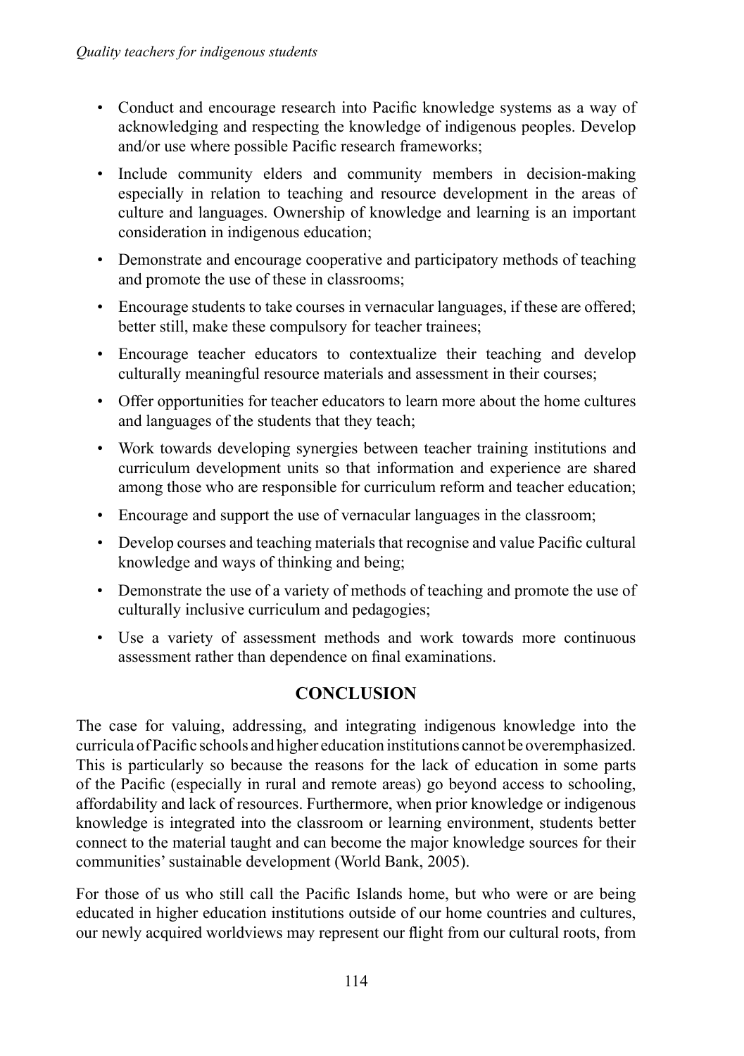- Conduct and encourage research into Pacific knowledge systems as a way of acknowledging and respecting the knowledge of indigenous peoples. Develop and/or use where possible Pacific research frameworks;
- Include community elders and community members in decision-making especially in relation to teaching and resource development in the areas of culture and languages. Ownership of knowledge and learning is an important consideration in indigenous education;
- Demonstrate and encourage cooperative and participatory methods of teaching and promote the use of these in classrooms;
- Encourage students to take courses in vernacular languages, if these are offered; better still, make these compulsory for teacher trainees;
- Encourage teacher educators to contextualize their teaching and develop culturally meaningful resource materials and assessment in their courses;
- Offer opportunities for teacher educators to learn more about the home cultures and languages of the students that they teach;
- Work towards developing synergies between teacher training institutions and curriculum development units so that information and experience are shared among those who are responsible for curriculum reform and teacher education;
- Encourage and support the use of vernacular languages in the classroom;
- Develop courses and teaching materials that recognise and value Pacific cultural knowledge and ways of thinking and being;
- Demonstrate the use of a variety of methods of teaching and promote the use of culturally inclusive curriculum and pedagogies;
- Use a variety of assessment methods and work towards more continuous assessment rather than dependence on final examinations.

## CONCLUSION

The case for valuing, addressing, and integrating indigenous knowledge into the curricula of Pacific schools and higher education institutions cannot be overemphasized. This is particularly so because the reasons for the lack of education in some parts of the Pacific (especially in rural and remote areas) go beyond access to schooling, affordability and lack of resources. Furthermore, when prior knowledge or indigenous knowledge is integrated into the classroom or learning environment, students better connect to the material taught and can become the major knowledge sources for their communities' sustainable development (World Bank, 2005).

For those of us who still call the Pacific Islands home, but who were or are being educated in higher education institutions outside of our home countries and cultures, our newly acquired worldviews may represent our flight from our cultural roots, from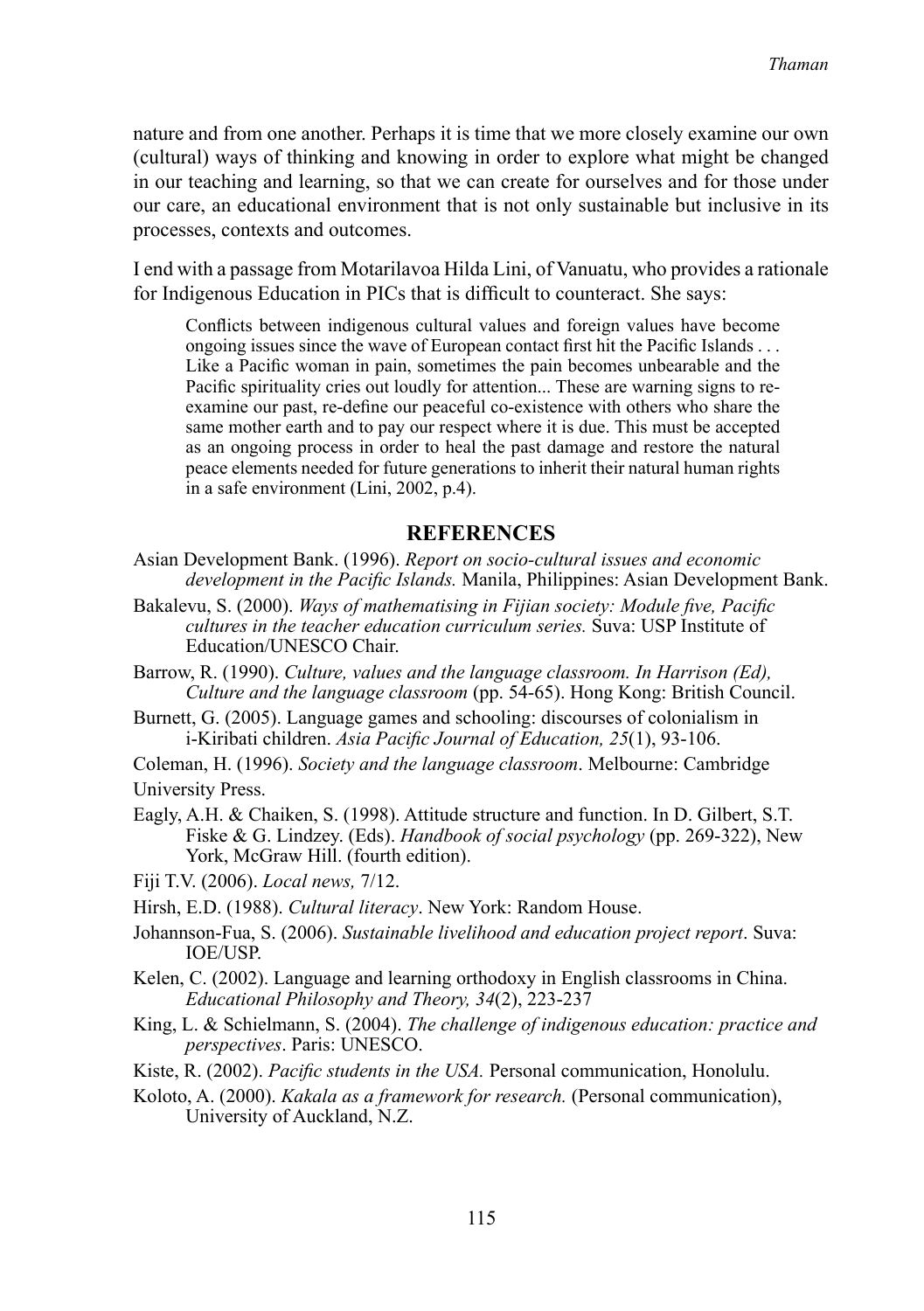nature and from one another. Perhaps it is time that we more closely examine our own (cultural) ways of thinking and knowing in order to explore what might be changed in our teaching and learning, so that we can create for ourselves and for those under our care, an educational environment that is not only sustainable but inclusive in its processes, contexts and outcomes.

I end with a passage from Motarilavoa Hilda Lini, of Vanuatu, who provides a rationale for Indigenous Education in PICs that is difficult to counteract. She says:

> Conflicts between indigenous cultural values and foreign values have become ongoing issues since the wave of European contact first hit the Pacific Islands . . . Like a Pacific woman in pain, sometimes the pain becomes unbearable and the Pacific spirituality cries out loudly for attention... These are warning signs to re-examine our past, re-define our peaceful co-existence with others who share the same mother earth and to pay our respect where it is due. This must be accepted as an ongoing process in order to heal the past damage and restore the natural peace elements needed for future generations to inherit their natural human rights in a safe environment (Lini, 2002, p.4).

## REFERENCES

Asian Development Bank. (1996). *Report on socio-cultural issues and economic development in the Pacific Islands.* Manila, Philippines: Asian Development Bank.

Bakalevu, S. (2000). *Ways of mathematising in Fijian society: Module five, Pacific cultures in the teacher education curriculum series.* Suva: USP Institute of Education/UNESCO Chair.

Barrow, R. (1990). *Culture, values and the language classroom. In Harrison (Ed), Culture and the language classroom* (pp. 54-65). Hong Kong: British Council.

Burnett, G. (2005). Language games and schooling: discourses of colonialism in i-Kiribati children. *Asia Pacific Journal of Education, 25*(1), 93-106.

Coleman, H. (1996). *Society and the language classroom*. Melbourne: Cambridge University Press.

Eagly, A.H. & Chaiken, S. (1998). Attitude structure and function. In D. Gilbert, S.T. Fiske & G. Lindzey. (Eds). *Handbook of social psychology* (pp. 269-322), New York, McGraw Hill. (fourth edition).

Fiji T.V. (2006). *Local news,* 7/12.

Hirsh, E.D. (1988). *Cultural literacy*. New York: Random House.

Johannson-Fua, S. (2006). *Sustainable livelihood and education project report*. Suva: IOE/USP.

Kelen, C. (2002). Language and learning orthodoxy in English classrooms in China. *Educational Philosophy and Theory, 34*(2), 223-237

King, L. & Schielmann, S. (2004). *The challenge of indigenous education: practice and perspectives*. Paris: UNESCO.

Kiste, R. (2002). *Pacific students in the USA.* Personal communication, Honolulu.

Koloto, A. (2000). *Kakala as a framework for research.* (Personal communication), University of Auckland, N.Z.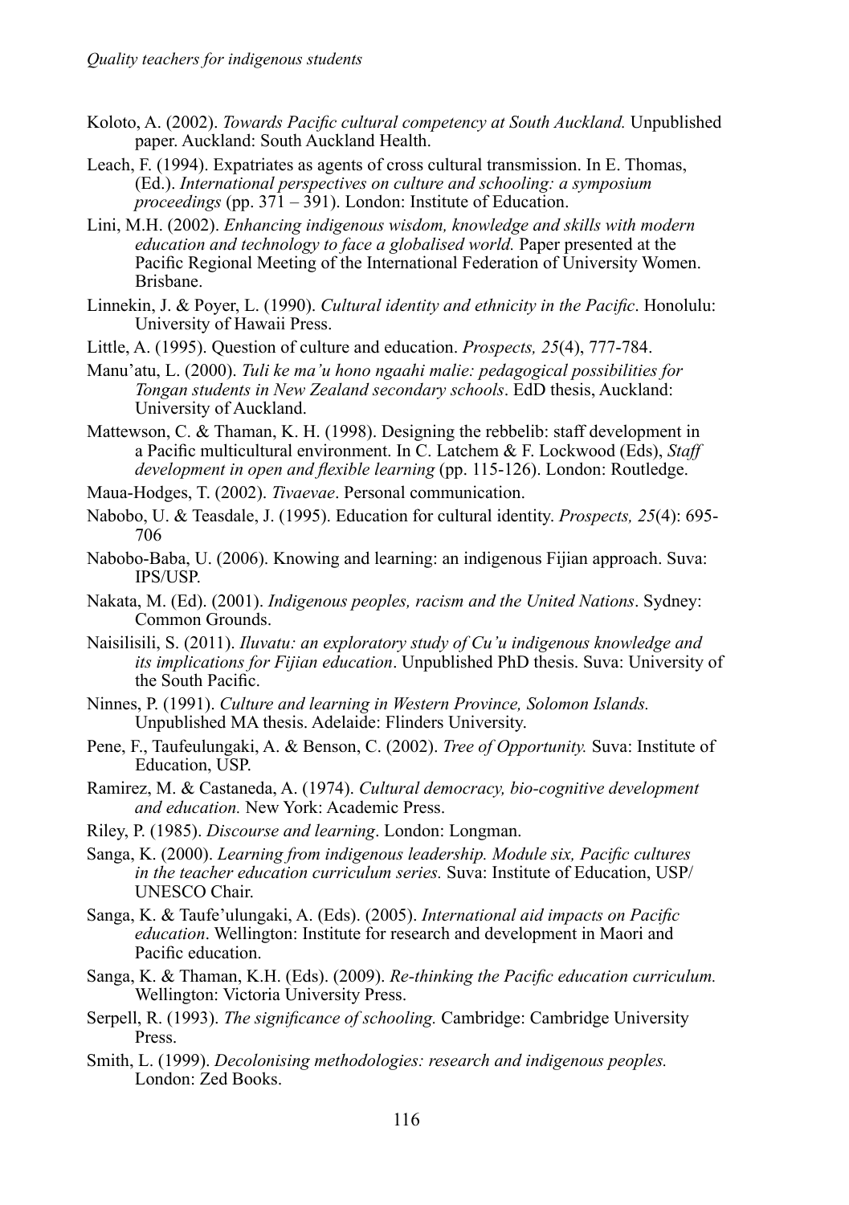Koloto, A. (2002). *Towards Pacific cultural competency at South Auckland.* Unpublished paper. Auckland: South Auckland Health.

Leach, F. (1994). Expatriates as agents of cross cultural transmission. In E. Thomas, (Ed.). *International perspectives on culture and schooling: a symposium proceedings* (pp. 371 – 391). London: Institute of Education.

Lini, M.H. (2002). *Enhancing indigenous wisdom, knowledge and skills with modern education and technology to face a globalised world.* Paper presented at the Pacific Regional Meeting of the International Federation of University Women. Brisbane.

Linnekin, J. & Poyer, L. (1990). *Cultural identity and ethnicity in the Pacific*. Honolulu: University of Hawaii Press.

Little, A. (1995). Question of culture and education. *Prospects, 25*(4), 777-784.

Manu'atu, L. (2000). *Tuli ke ma'u hono ngaahi malie: pedagogical possibilities for Tongan students in New Zealand secondary schools*. EdD thesis, Auckland: University of Auckland.

Mattewson, C. & Thaman, K. H. (1998). Designing the rebbelib: staff development in a Pacific multicultural environment. In C. Latchem & F. Lockwood (Eds), *Staff development in open and flexible learning* (pp. 115-126). London: Routledge.

Maua-Hodges, T. (2002). *Tivaevae*. Personal communication.

Nabobo, U. & Teasdale, J. (1995). Education for cultural identity. *Prospects, 25*(4): 695-706

Nabobo-Baba, U. (2006). Knowing and learning: an indigenous Fijian approach. Suva: IPS/USP.

Nakata, M. (Ed). (2001). *Indigenous peoples, racism and the United Nations*. Sydney: Common Grounds.

Naisilisili, S. (2011). *Iluvatu: an exploratory study of Cu'u indigenous knowledge and its implications for Fijian education*. Unpublished PhD thesis. Suva: University of the South Pacific.

Ninnes, P. (1991). *Culture and learning in Western Province, Solomon Islands.* Unpublished MA thesis. Adelaide: Flinders University.

Pene, F., Taufeulungaki, A. & Benson, C. (2002). *Tree of Opportunity.* Suva: Institute of Education, USP.

Ramirez, M. & Castaneda, A. (1974). *Cultural democracy, bio-cognitive development and education.* New York: Academic Press.

Riley, P. (1985). *Discourse and learning*. London: Longman.

Sanga, K. (2000). *Learning from indigenous leadership. Module six, Pacific cultures in the teacher education curriculum series.* Suva: Institute of Education, USP/ UNESCO Chair.

Sanga, K. & Taufe'ulungaki, A. (Eds). (2005). *International aid impacts on Pacific education*. Wellington: Institute for research and development in Maori and Pacific education.

Sanga, K. & Thaman, K.H. (Eds). (2009). *Re-thinking the Pacific education curriculum.* Wellington: Victoria University Press.

Serpell, R. (1993). *The significance of schooling.* Cambridge: Cambridge University Press.

Smith, L. (1999). *Decolonising methodologies: research and indigenous peoples.* London: Zed Books.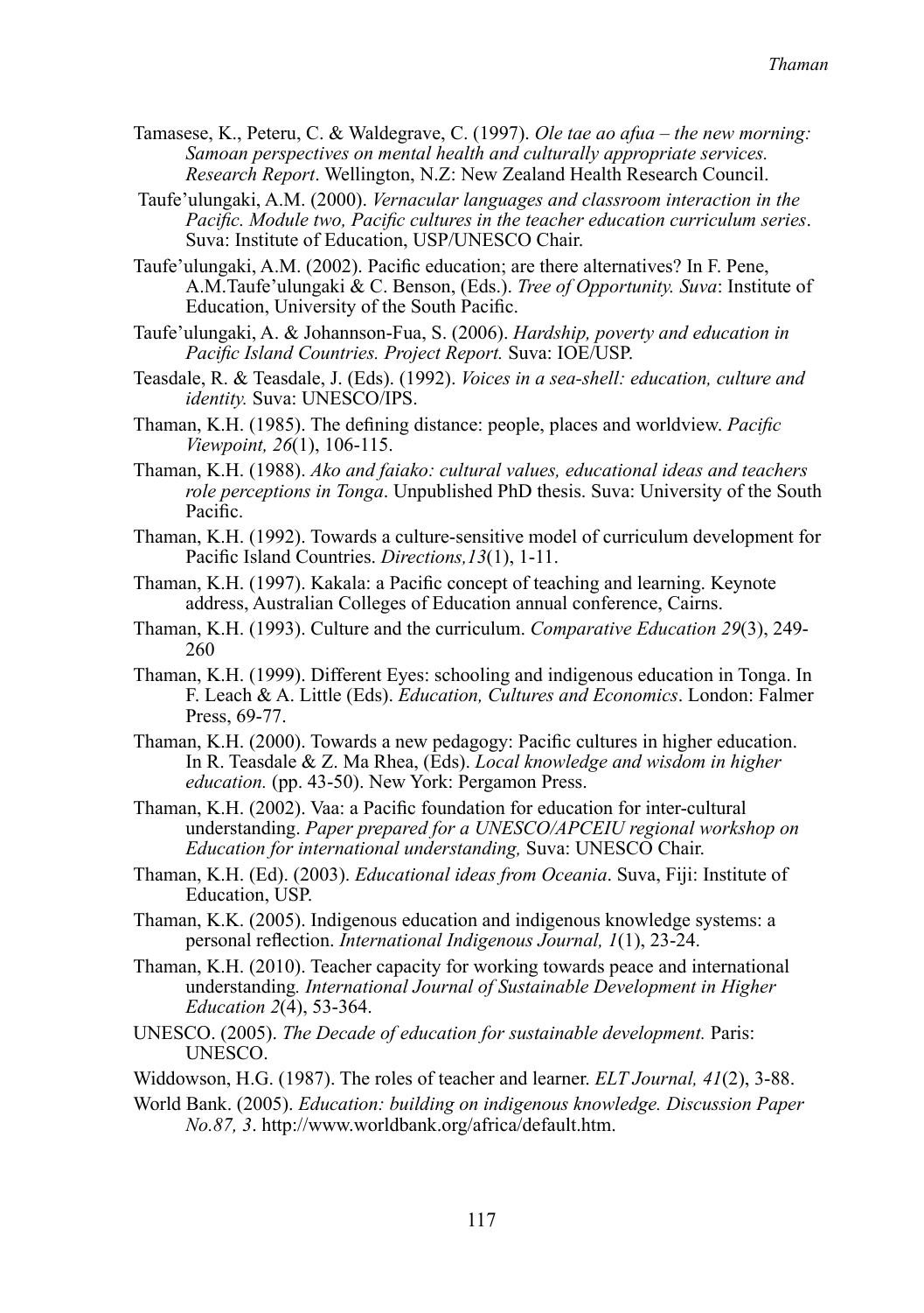Tamasese, K., Peteru, C. & Waldegrave, C. (1997). *Ole tae ao afua – the new morning: Samoan perspectives on mental health and culturally appropriate services. Research Report*. Wellington, N.Z: New Zealand Health Research Council.

Taufe'ulungaki, A.M. (2000). *Vernacular languages and classroom interaction in the Pacific. Module two, Pacific cultures in the teacher education curriculum series*. Suva: Institute of Education, USP/UNESCO Chair.

Taufe'ulungaki, A.M. (2002). Pacific education; are there alternatives? In F. Pene, A.M.Taufe'ulungaki & C. Benson, (Eds.). *Tree of Opportunity. Suva*: Institute of Education, University of the South Pacific.

Taufe'ulungaki, A. & Johannson-Fua, S. (2006). *Hardship, poverty and education in Pacific Island Countries. Project Report.* Suva: IOE/USP.

Teasdale, R. & Teasdale, J. (Eds). (1992). *Voices in a sea-shell: education, culture and identity.* Suva: UNESCO/IPS.

Thaman, K.H. (1985). The defining distance: people, places and worldview. *Pacific Viewpoint, 26*(1), 106-115.

Thaman, K.H. (1988). *Ako and faiako: cultural values, educational ideas and teachers role perceptions in Tonga*. Unpublished PhD thesis. Suva: University of the South Pacific.

Thaman, K.H. (1992). Towards a culture-sensitive model of curriculum development for Pacific Island Countries. *Directions,13*(1), 1-11.

Thaman, K.H. (1997). Kakala: a Pacific concept of teaching and learning. Keynote address, Australian Colleges of Education annual conference, Cairns.

Thaman, K.H. (1993). Culture and the curriculum. *Comparative Education 29*(3), 249-260

Thaman, K.H. (1999). Different Eyes: schooling and indigenous education in Tonga. In F. Leach & A. Little (Eds). *Education, Cultures and Economics*. London: Falmer Press, 69-77.

Thaman, K.H. (2000). Towards a new pedagogy: Pacific cultures in higher education. In R. Teasdale & Z. Ma Rhea, (Eds). *Local knowledge and wisdom in higher education.* (pp. 43-50). New York: Pergamon Press.

Thaman, K.H. (2002). Vaa: a Pacific foundation for education for inter-cultural understanding. *Paper prepared for a UNESCO/APCEIU regional workshop on Education for international understanding,* Suva: UNESCO Chair.

Thaman, K.H. (Ed). (2003). *Educational ideas from Oceania*. Suva, Fiji: Institute of Education, USP.

Thaman, K.K. (2005). Indigenous education and indigenous knowledge systems: a personal reflection. *International Indigenous Journal, 1*(1), 23-24.

Thaman, K.H. (2010). Teacher capacity for working towards peace and international understanding*. International Journal of Sustainable Development in Higher Education 2*(4), 53-364.

UNESCO. (2005). *The Decade of education for sustainable development.* Paris: UNESCO.

Widdowson, H.G. (1987). The roles of teacher and learner. *ELT Journal, 41*(2), 3-88.

World Bank. (2005). *Education: building on indigenous knowledge. Discussion Paper No.87, 3*. http://www.worldbank.org/africa/default.htm.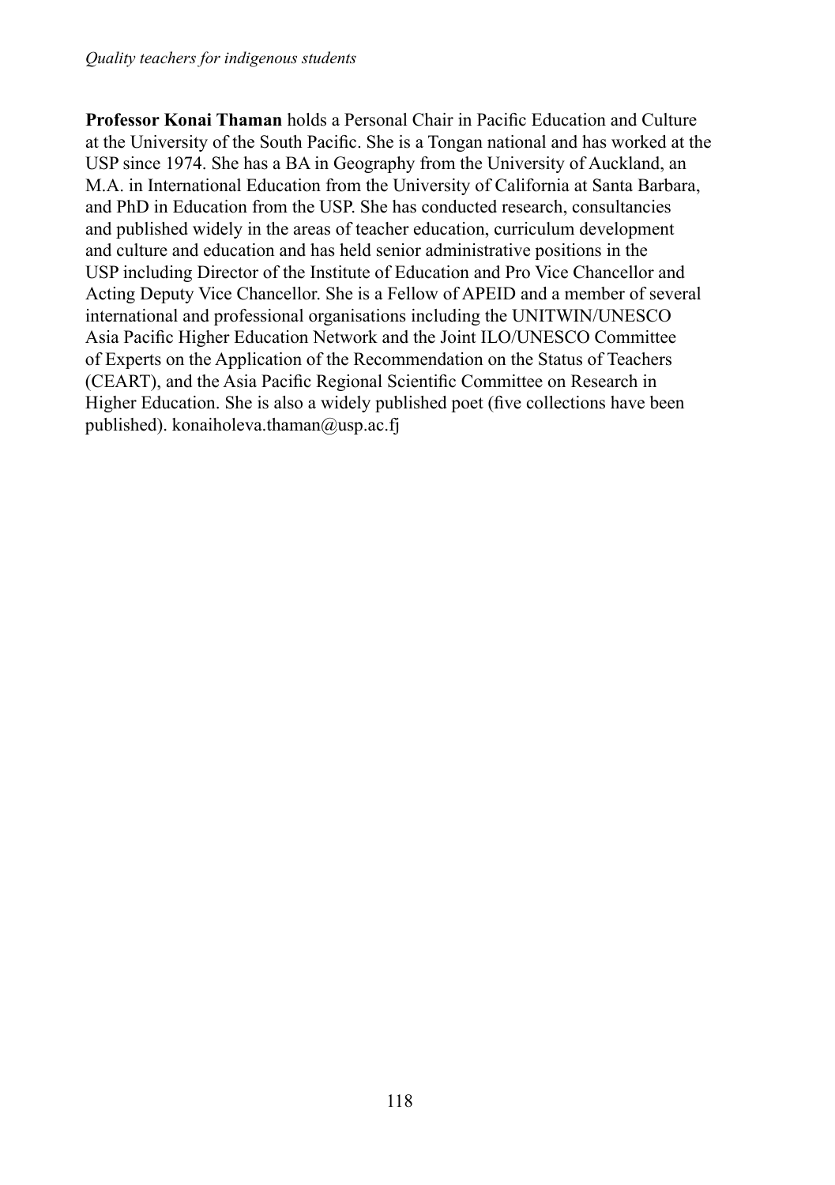**Professor Konai Thaman** holds a Personal Chair in Pacific Education and Culture at the University of the South Pacific. She is a Tongan national and has worked at the USP since 1974. She has a BA in Geography from the University of Auckland, an M.A. in International Education from the University of California at Santa Barbara, and PhD in Education from the USP. She has conducted research, consultancies and published widely in the areas of teacher education, curriculum development and culture and education and has held senior administrative positions in the USP including Director of the Institute of Education and Pro Vice Chancellor and Acting Deputy Vice Chancellor. She is a Fellow of APEID and a member of several international and professional organisations including the UNITWIN/UNESCO Asia Pacific Higher Education Network and the Joint ILO/UNESCO Committee of Experts on the Application of the Recommendation on the Status of Teachers (CEART), and the Asia Pacific Regional Scientific Committee on Research in Higher Education. She is also a widely published poet (five collections have been published). konaiholeva.thaman@usp.ac.fj